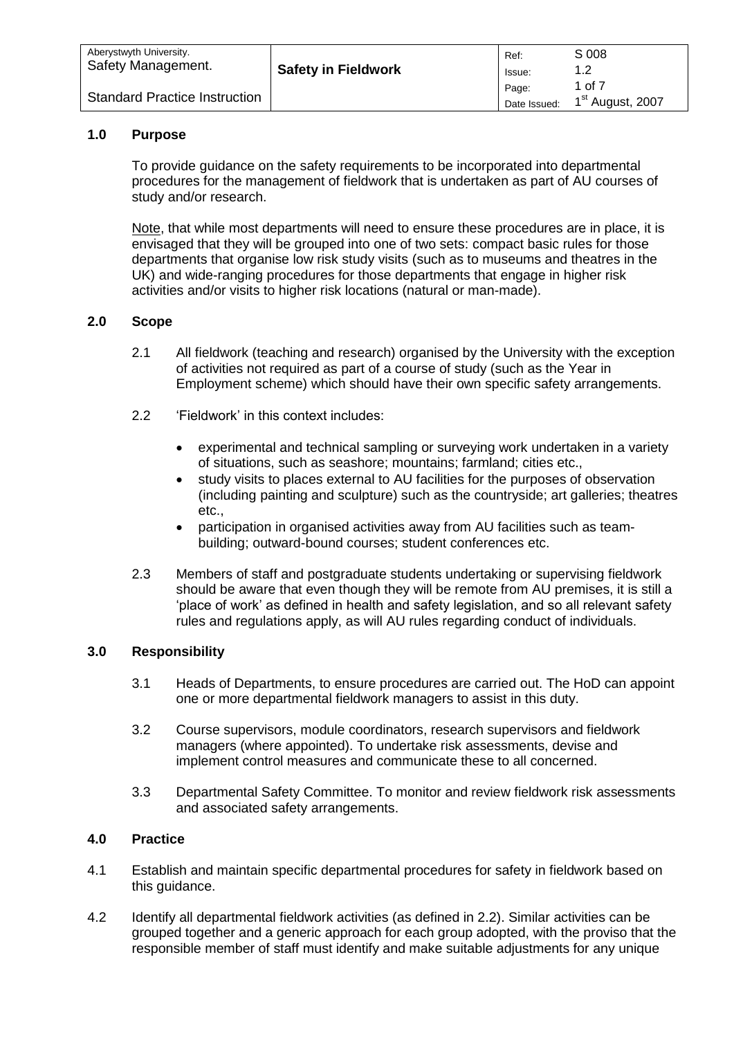| Aberystwyth University. Safety Management. | **Safety in Fieldwork** | Ref: | S 008 |
|---|---|---|---|
| | | Issue: | 1.2 |
| Standard Practice Instruction | | Date Issued: | 1st August, 2007 |

## 1.0 Purpose

To provide guidance on the safety requirements to be incorporated into departmental procedures for the management of fieldwork that is undertaken as part of AU courses of study and/or research.

Note, that while most departments will need to ensure these procedures are in place, it is envisaged that they will be grouped into one of two sets: compact basic rules for those departments that organise low risk study visits (such as to museums and theatres in the UK) and wide-ranging procedures for those departments that engage in higher risk activities and/or visits to higher risk locations (natural or man-made).

## 2.0 Scope

2.1 All fieldwork (teaching and research) organised by the University with the exception of activities not required as part of a course of study (such as the Year in Employment scheme) which should have their own specific safety arrangements.

2.2 'Fieldwork' in this context includes:

- experimental and technical sampling or surveying work undertaken in a variety of situations, such as seashore; mountains; farmland; cities etc.,
- study visits to places external to AU facilities for the purposes of observation (including painting and sculpture) such as the countryside; art galleries; theatres etc.,
- participation in organised activities away from AU facilities such as team-building; outward-bound courses; student conferences etc.

2.3 Members of staff and postgraduate students undertaking or supervising fieldwork should be aware that even though they will be remote from AU premises, it is still a 'place of work' as defined in health and safety legislation, and so all relevant safety rules and regulations apply, as will AU rules regarding conduct of individuals.

## 3.0 Responsibility

3.1 Heads of Departments, to ensure procedures are carried out. The HoD can appoint one or more departmental fieldwork managers to assist in this duty.

3.2 Course supervisors, module coordinators, research supervisors and fieldwork managers (where appointed). To undertake risk assessments, devise and implement control measures and communicate these to all concerned.

3.3 Departmental Safety Committee. To monitor and review fieldwork risk assessments and associated safety arrangements.

## 4.0 Practice

4.1 Establish and maintain specific departmental procedures for safety in fieldwork based on this guidance.

4.2 Identify all departmental fieldwork activities (as defined in 2.2). Similar activities can be grouped together and a generic approach for each group adopted, with the proviso that the responsible member of staff must identify and make suitable adjustments for any unique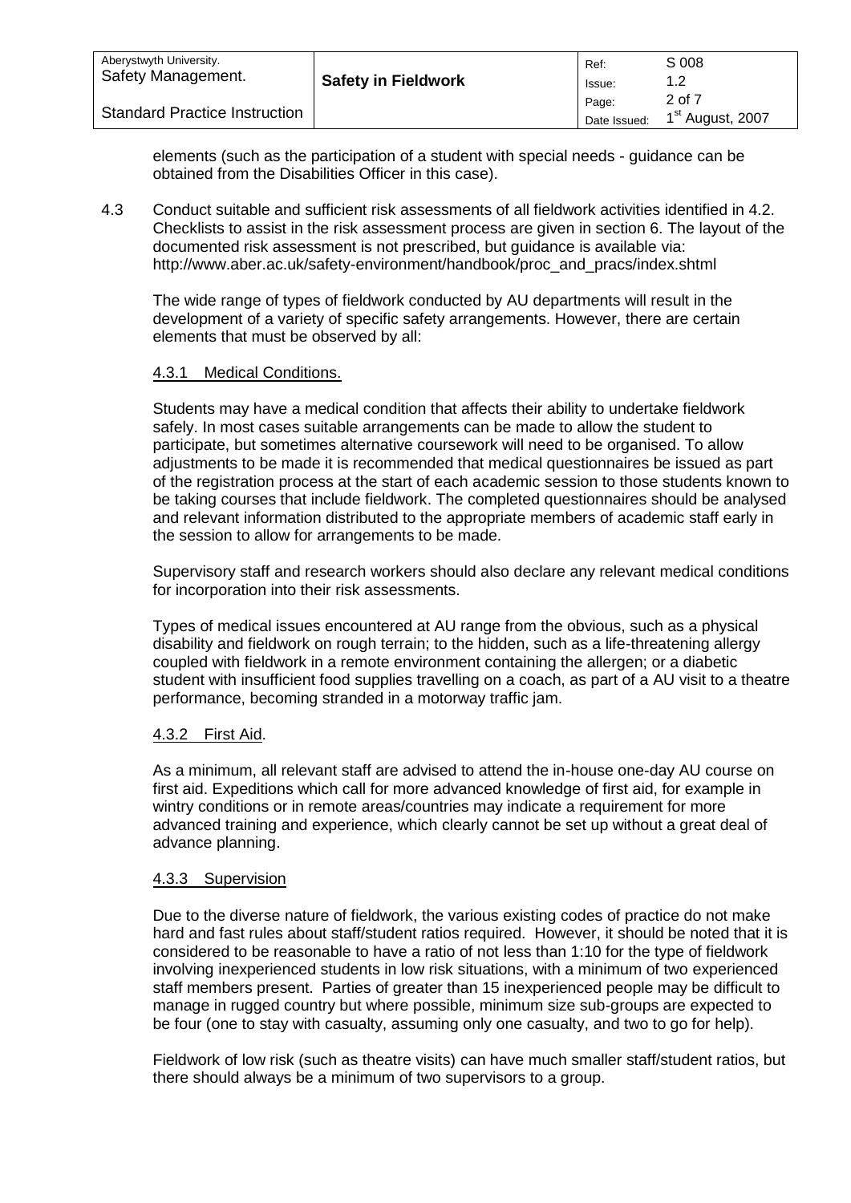elements (such as the participation of a student with special needs - guidance can be obtained from the Disabilities Officer in this case).

4.3 Conduct suitable and sufficient risk assessments of all fieldwork activities identified in 4.2. Checklists to assist in the risk assessment process are given in section 6. The layout of the documented risk assessment is not prescribed, but guidance is available via: http://www.aber.ac.uk/safety-environment/handbook/proc_and_pracs/index.shtml

The wide range of types of fieldwork conducted by AU departments will result in the development of a variety of specific safety arrangements. However, there are certain elements that must be observed by all:

#### 4.3.1 Medical Conditions.

Students may have a medical condition that affects their ability to undertake fieldwork safely. In most cases suitable arrangements can be made to allow the student to participate, but sometimes alternative coursework will need to be organised. To allow adjustments to be made it is recommended that medical questionnaires be issued as part of the registration process at the start of each academic session to those students known to be taking courses that include fieldwork. The completed questionnaires should be analysed and relevant information distributed to the appropriate members of academic staff early in the session to allow for arrangements to be made.

Supervisory staff and research workers should also declare any relevant medical conditions for incorporation into their risk assessments.

Types of medical issues encountered at AU range from the obvious, such as a physical disability and fieldwork on rough terrain; to the hidden, such as a life-threatening allergy coupled with fieldwork in a remote environment containing the allergen; or a diabetic student with insufficient food supplies travelling on a coach, as part of a AU visit to a theatre performance, becoming stranded in a motorway traffic jam.

#### 4.3.2 First Aid.

As a minimum, all relevant staff are advised to attend the in-house one-day AU course on first aid. Expeditions which call for more advanced knowledge of first aid, for example in wintry conditions or in remote areas/countries may indicate a requirement for more advanced training and experience, which clearly cannot be set up without a great deal of advance planning.

#### 4.3.3 Supervision

Due to the diverse nature of fieldwork, the various existing codes of practice do not make hard and fast rules about staff/student ratios required. However, it should be noted that it is considered to be reasonable to have a ratio of not less than 1:10 for the type of fieldwork involving inexperienced students in low risk situations, with a minimum of two experienced staff members present. Parties of greater than 15 inexperienced people may be difficult to manage in rugged country but where possible, minimum size sub-groups are expected to be four (one to stay with casualty, assuming only one casualty, and two to go for help).

Fieldwork of low risk (such as theatre visits) can have much smaller staff/student ratios, but there should always be a minimum of two supervisors to a group.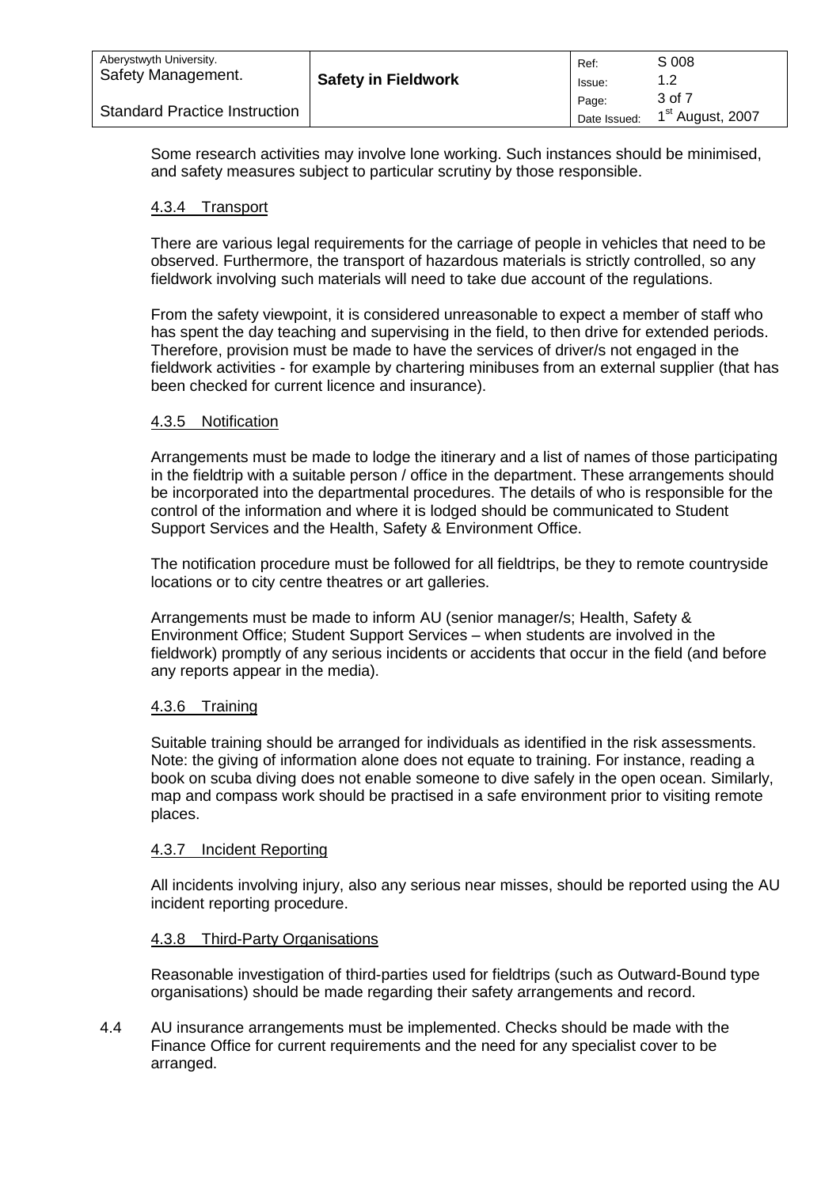Some research activities may involve lone working. Such instances should be minimised, and safety measures subject to particular scrutiny by those responsible.

#### 4.3.4 Transport

There are various legal requirements for the carriage of people in vehicles that need to be observed. Furthermore, the transport of hazardous materials is strictly controlled, so any fieldwork involving such materials will need to take due account of the regulations.

From the safety viewpoint, it is considered unreasonable to expect a member of staff who has spent the day teaching and supervising in the field, to then drive for extended periods. Therefore, provision must be made to have the services of driver/s not engaged in the fieldwork activities - for example by chartering minibuses from an external supplier (that has been checked for current licence and insurance).

#### 4.3.5 Notification

Arrangements must be made to lodge the itinerary and a list of names of those participating in the fieldtrip with a suitable person / office in the department. These arrangements should be incorporated into the departmental procedures. The details of who is responsible for the control of the information and where it is lodged should be communicated to Student Support Services and the Health, Safety & Environment Office.

The notification procedure must be followed for all fieldtrips, be they to remote countryside locations or to city centre theatres or art galleries.

Arrangements must be made to inform AU (senior manager/s; Health, Safety & Environment Office; Student Support Services – when students are involved in the fieldwork) promptly of any serious incidents or accidents that occur in the field (and before any reports appear in the media).

#### 4.3.6 Training

Suitable training should be arranged for individuals as identified in the risk assessments. Note: the giving of information alone does not equate to training. For instance, reading a book on scuba diving does not enable someone to dive safely in the open ocean. Similarly, map and compass work should be practised in a safe environment prior to visiting remote places.

#### 4.3.7 Incident Reporting

All incidents involving injury, also any serious near misses, should be reported using the AU incident reporting procedure.

#### 4.3.8 Third-Party Organisations

Reasonable investigation of third-parties used for fieldtrips (such as Outward-Bound type organisations) should be made regarding their safety arrangements and record.

4.4 AU insurance arrangements must be implemented. Checks should be made with the Finance Office for current requirements and the need for any specialist cover to be arranged.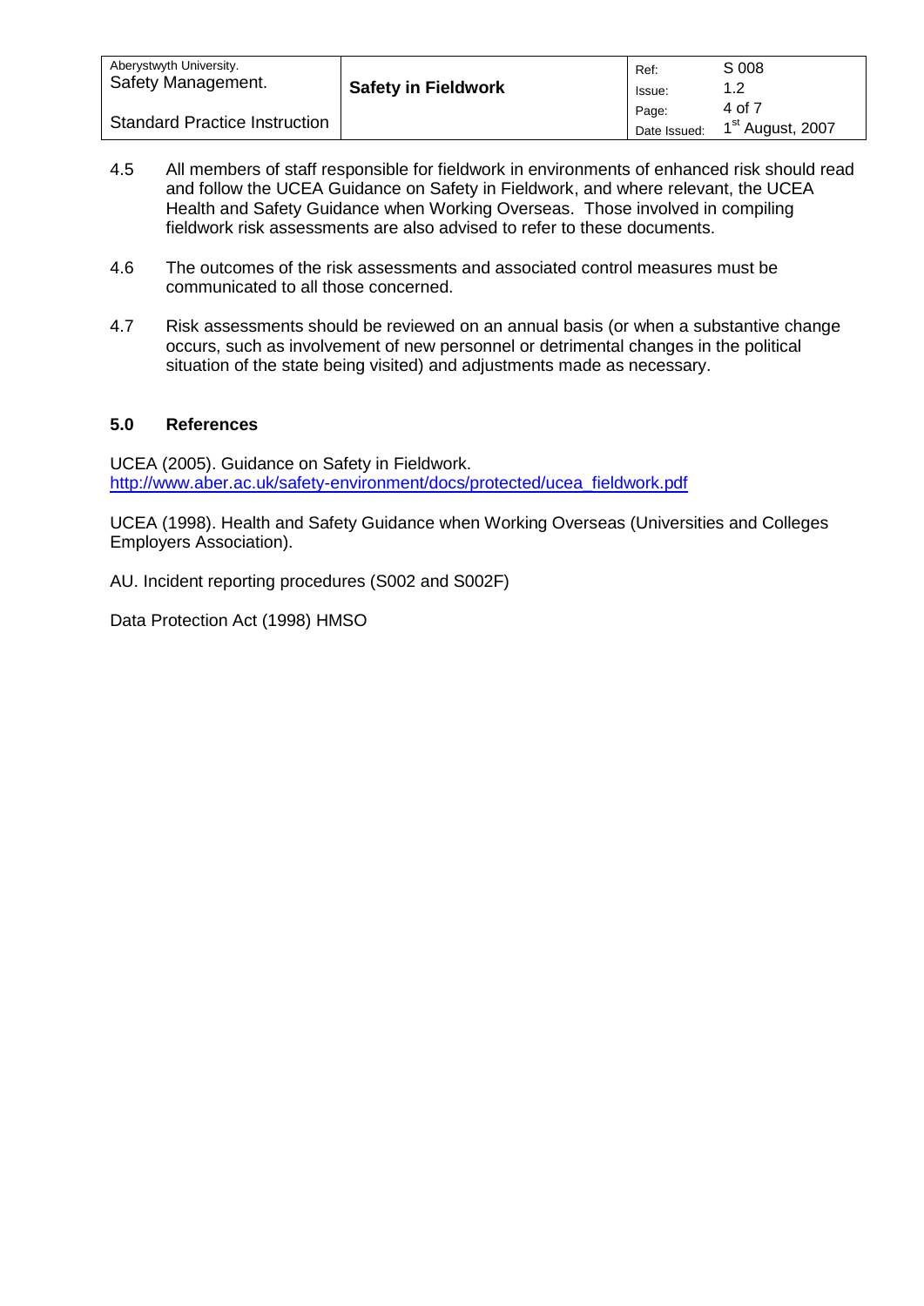4.5 All members of staff responsible for fieldwork in environments of enhanced risk should read and follow the UCEA Guidance on Safety in Fieldwork, and where relevant, the UCEA Health and Safety Guidance when Working Overseas. Those involved in compiling fieldwork risk assessments are also advised to refer to these documents.

4.6 The outcomes of the risk assessments and associated control measures must be communicated to all those concerned.

4.7 Risk assessments should be reviewed on an annual basis (or when a substantive change occurs, such as involvement of new personnel or detrimental changes in the political situation of the state being visited) and adjustments made as necessary.

## 5.0 References

UCEA (2005). Guidance on Safety in Fieldwork. http://www.aber.ac.uk/safety-environment/docs/protected/ucea_fieldwork.pdf

UCEA (1998). Health and Safety Guidance when Working Overseas (Universities and Colleges Employers Association).

AU. Incident reporting procedures (S002 and S002F)

Data Protection Act (1998) HMSO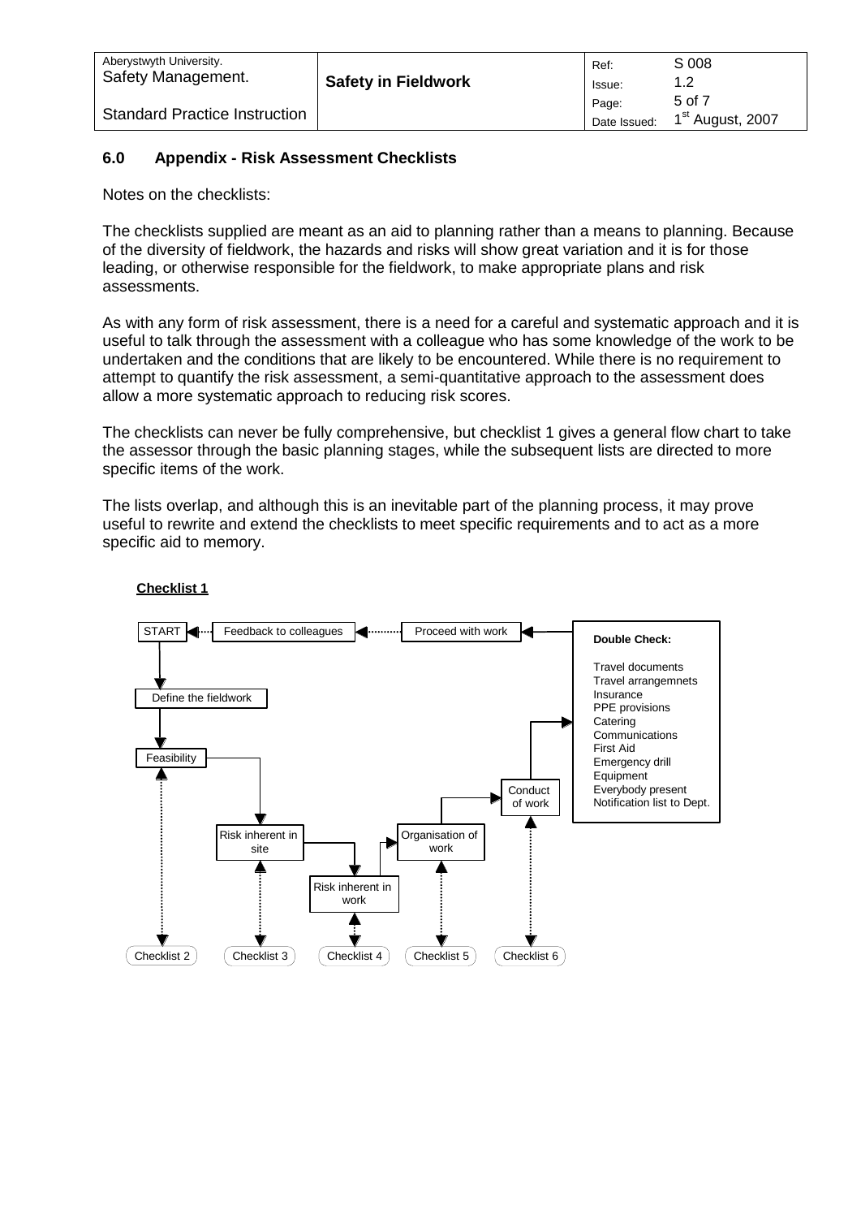## 6.0 Appendix - Risk Assessment Checklists

Notes on the checklists:

The checklists supplied are meant as an aid to planning rather than a means to planning. Because of the diversity of fieldwork, the hazards and risks will show great variation and it is for those leading, or otherwise responsible for the fieldwork, to make appropriate plans and risk assessments.

As with any form of risk assessment, there is a need for a careful and systematic approach and it is useful to talk through the assessment with a colleague who has some knowledge of the work to be undertaken and the conditions that are likely to be encountered. While there is no requirement to attempt to quantify the risk assessment, a semi-quantitative approach to the assessment does allow a more systematic approach to reducing risk scores.

The checklists can never be fully comprehensive, but checklist 1 gives a general flow chart to take the assessor through the basic planning stages, while the subsequent lists are directed to more specific items of the work.

The lists overlap, and although this is an inevitable part of the planning process, it may prove useful to rewrite and extend the checklists to meet specific requirements and to act as a more specific aid to memory.

**Checklist 1**

START → Define the fieldwork → Feasibility → Risk inherent in site → Risk inherent in work → Organisation of work → Conduct of work → Double Check → Proceed with work → Feedback to colleagues → START

- Feasibility ↔ Checklist 2
- Risk inherent in site ↔ Checklist 3
- Risk inherent in work ↔ Checklist 4
- Organisation of work ↔ Checklist 5
- Conduct of work ↔ Checklist 6

**Double Check:**

- Travel documents
- Travel arrangemnets
- Insurance
- PPE provisions
- Catering
- Communications
- First Aid
- Emergency drill
- Equipment
- Everybody present
- Notification list to Dept.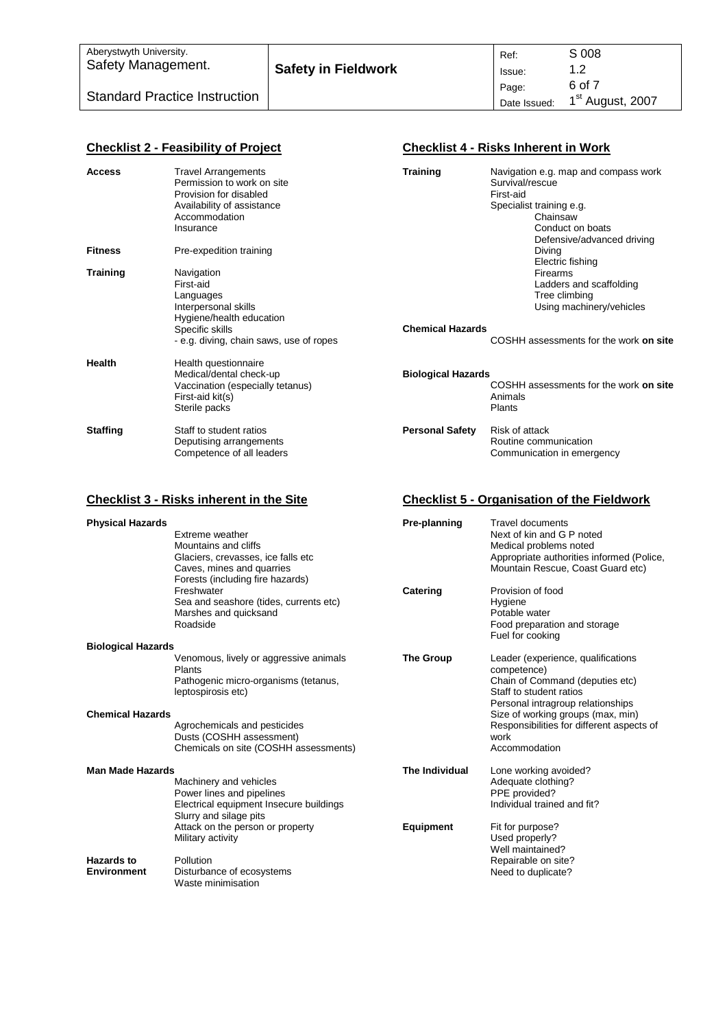## Checklist 2 - Feasibility of Project

| | |
|---|---|
| **Access** | Travel Arrangements<br>Permission to work on site<br>Provision for disabled<br>Availability of assistance<br>Accommodation<br>Insurance |
| **Fitness** | Pre-expedition training |
| **Training** | Navigation<br>First-aid<br>Languages<br>Interpersonal skills<br>Hygiene/health education<br>Specific skills<br>- e.g. diving, chain saws, use of ropes |
| **Health** | Health questionnaire<br>Medical/dental check-up<br>Vaccination (especially tetanus)<br>First-aid kit(s)<br>Sterile packs |
| **Staffing** | Staff to student ratios<br>Deputising arrangements<br>Competence of all leaders |

## Checklist 3 - Risks inherent in the Site

| | |
|---|---|
| **Physical Hazards** | Extreme weather<br>Mountains and cliffs<br>Glaciers, crevasses, ice falls etc<br>Caves, mines and quarries<br>Forests (including fire hazards)<br>Freshwater<br>Sea and seashore (tides, currents etc)<br>Marshes and quicksand<br>Roadside |
| **Biological Hazards** | Venomous, lively or aggressive animals<br>Plants<br>Pathogenic micro-organisms (tetanus, leptospirosis etc) |
| **Chemical Hazards** | Agrochemicals and pesticides<br>Dusts (COSHH assessment)<br>Chemicals on site (COSHH assessments) |
| **Man Made Hazards** | Machinery and vehicles<br>Power lines and pipelines<br>Electrical equipment Insecure buildings<br>Slurry and silage pits<br>Attack on the person or property<br>Military activity |
| **Hazards to Environment** | Pollution<br>Disturbance of ecosystems<br>Waste minimisation |

## Checklist 4 - Risks Inherent in Work

| | |
|---|---|
| **Training** | Navigation e.g. map and compass work<br>Survival/rescue<br>First-aid<br>Specialist training e.g.<br>Chainsaw<br>Conduct on boats<br>Defensive/advanced driving<br>Diving<br>Electric fishing<br>Firearms<br>Ladders and scaffolding<br>Tree climbing<br>Using machinery/vehicles |
| **Chemical Hazards** | COSHH assessments for the work **on site** |
| **Biological Hazards** | COSHH assessments for the work **on site**<br>Animals<br>Plants |
| **Personal Safety** | Risk of attack<br>Routine communication<br>Communication in emergency |

## Checklist 5 - Organisation of the Fieldwork

| | |
|---|---|
| **Pre-planning** | Travel documents<br>Next of kin and G P noted<br>Medical problems noted<br>Appropriate authorities informed (Police, Mountain Rescue, Coast Guard etc) |
| **Catering** | Provision of food<br>Hygiene<br>Potable water<br>Food preparation and storage<br>Fuel for cooking |
| **The Group** | Leader (experience, qualifications competence)<br>Chain of Command (deputies etc)<br>Staff to student ratios<br>Personal intragroup relationships<br>Size of working groups (max, min)<br>Responsibilities for different aspects of work<br>Accommodation |
| **The Individual** | Lone working avoided?<br>Adequate clothing?<br>PPE provided?<br>Individual trained and fit? |
| **Equipment** | Fit for purpose?<br>Used properly?<br>Well maintained?<br>Repairable on site?<br>Need to duplicate? |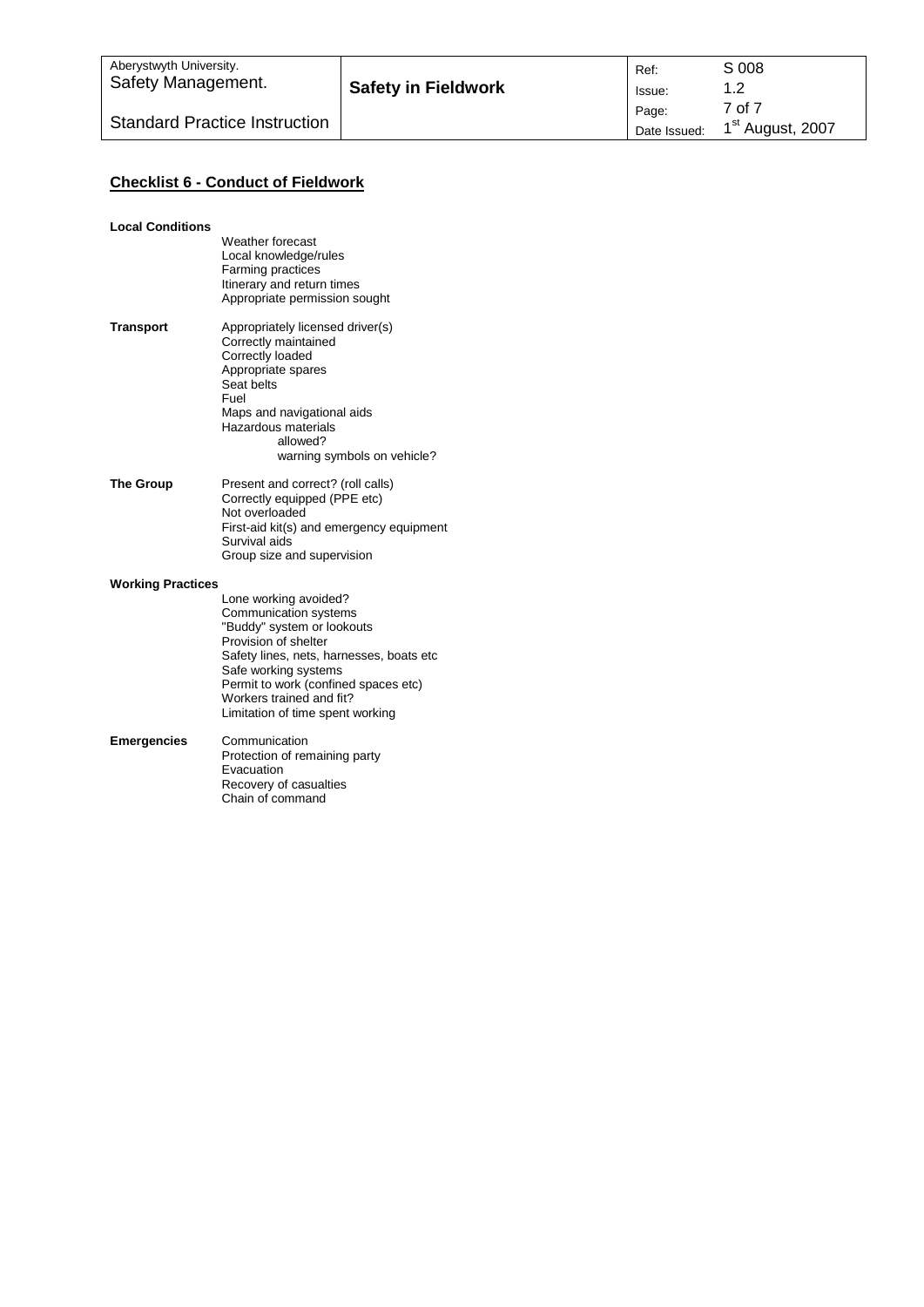## Checklist 6 - Conduct of Fieldwork

**Local Conditions**

- Weather forecast
- Local knowledge/rules
- Farming practices
- Itinerary and return times
- Appropriate permission sought

**Transport**

- Appropriately licensed driver(s)
- Correctly maintained
- Correctly loaded
- Appropriate spares
- Seat belts
- Fuel
- Maps and navigational aids
- Hazardous materials
  - allowed?
  - warning symbols on vehicle?

**The Group**

- Present and correct? (roll calls)
- Correctly equipped (PPE etc)
- Not overloaded
- First-aid kit(s) and emergency equipment
- Survival aids
- Group size and supervision

**Working Practices**

- Lone working avoided?
- Communication systems
- "Buddy" system or lookouts
- Provision of shelter
- Safety lines, nets, harnesses, boats etc
- Safe working systems
- Permit to work (confined spaces etc)
- Workers trained and fit?
- Limitation of time spent working

**Emergencies**

- Communication
- Protection of remaining party
- Evacuation
- Recovery of casualties
- Chain of command